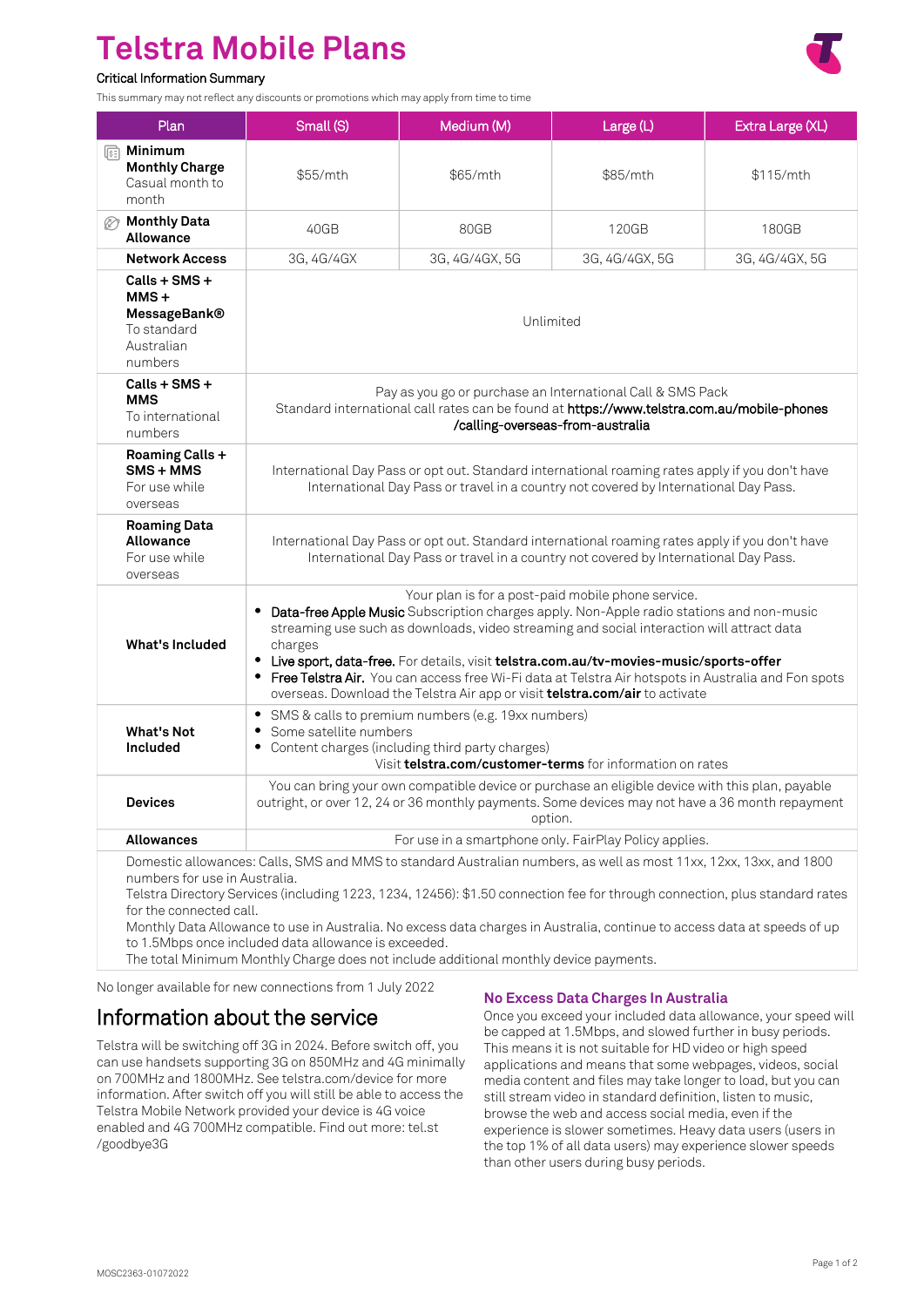# Telstra Mobile Plans

Critical Information Summary

This summary may not reflect any discounts or promotions which may apply from time to time

| Plan | Small (S) | Medium (M) | Large (L) | Extra Large (XL) |
|---|---|---|---|---|
| **Minimum Monthly Charge** Casual month to month | $55/mth | $65/mth | $85/mth | $115/mth |
| **Monthly Data Allowance** | 40GB | 80GB | 120GB | 180GB |
| **Network Access** | 3G, 4G/4GX | 3G, 4G/4GX, 5G | 3G, 4G/4GX, 5G | 3G, 4G/4GX, 5G |
| **Calls + SMS + MMS + MessageBank®** To standard Australian numbers | Unlimited | | | |
| **Calls + SMS + MMS** To international numbers | Pay as you go or purchase an International Call & SMS Pack. Standard international call rates can be found at https://www.telstra.com.au/mobile-phones/calling-overseas-from-australia | | | |
| **Roaming Calls + SMS + MMS** For use while overseas | International Day Pass or opt out. Standard international roaming rates apply if you don't have International Day Pass or travel in a country not covered by International Day Pass. | | | |
| **Roaming Data Allowance** For use while overseas | International Day Pass or opt out. Standard international roaming rates apply if you don't have International Day Pass or travel in a country not covered by International Day Pass. | | | |
| **What's Included** | Your plan is for a post-paid mobile phone service. • Data-free Apple Music Subscription charges apply. Non-Apple radio stations and non-music streaming use such as downloads, video streaming and social interaction will attract data charges • Live sport, data-free. For details, visit **telstra.com.au/tv-movies-music/sports-offer** • Free Telstra Air. You can access free Wi-Fi data at Telstra Air hotspots in Australia and Fon spots overseas. Download the Telstra Air app or visit **telstra.com/air** to activate | | | |
| **What's Not Included** | • SMS & calls to premium numbers (e.g. 19xx numbers) • Some satellite numbers • Content charges (including third party charges) Visit **telstra.com/customer-terms** for information on rates | | | |
| **Devices** | You can bring your own compatible device or purchase an eligible device with this plan, payable outright, or over 12, 24 or 36 monthly payments. Some devices may not have a 36 month repayment option. | | | |
| **Allowances** | For use in a smartphone only. FairPlay Policy applies. | | | |

Domestic allowances: Calls, SMS and MMS to standard Australian numbers, as well as most 11xx, 12xx, 13xx, and 1800 numbers for use in Australia.
Telstra Directory Services (including 1223, 1234, 12456): $1.50 connection fee for through connection, plus standard rates for the connected call.
Monthly Data Allowance to use in Australia. No excess data charges in Australia, continue to access data at speeds of up to 1.5Mbps once included data allowance is exceeded.
The total Minimum Monthly Charge does not include additional monthly device payments.

No longer available for new connections from 1 July 2022

## Information about the service

Telstra will be switching off 3G in 2024. Before switch off, you can use handsets supporting 3G on 850MHz and 4G minimally on 700MHz and 1800MHz. See telstra.com/device for more information. After switch off you will still be able to access the Telstra Mobile Network provided your device is 4G voice enabled and 4G 700MHz compatible. Find out more: tel.st/goodbye3G

### No Excess Data Charges In Australia

Once you exceed your included data allowance, your speed will be capped at 1.5Mbps, and slowed further in busy periods. This means it is not suitable for HD video or high speed applications and means that some webpages, videos, social media content and files may take longer to load, but you can still stream video in standard definition, listen to music, browse the web and access social media, even if the experience is slower sometimes. Heavy data users (users in the top 1% of all data users) may experience slower speeds than other users during busy periods.

MOSC2363-01072022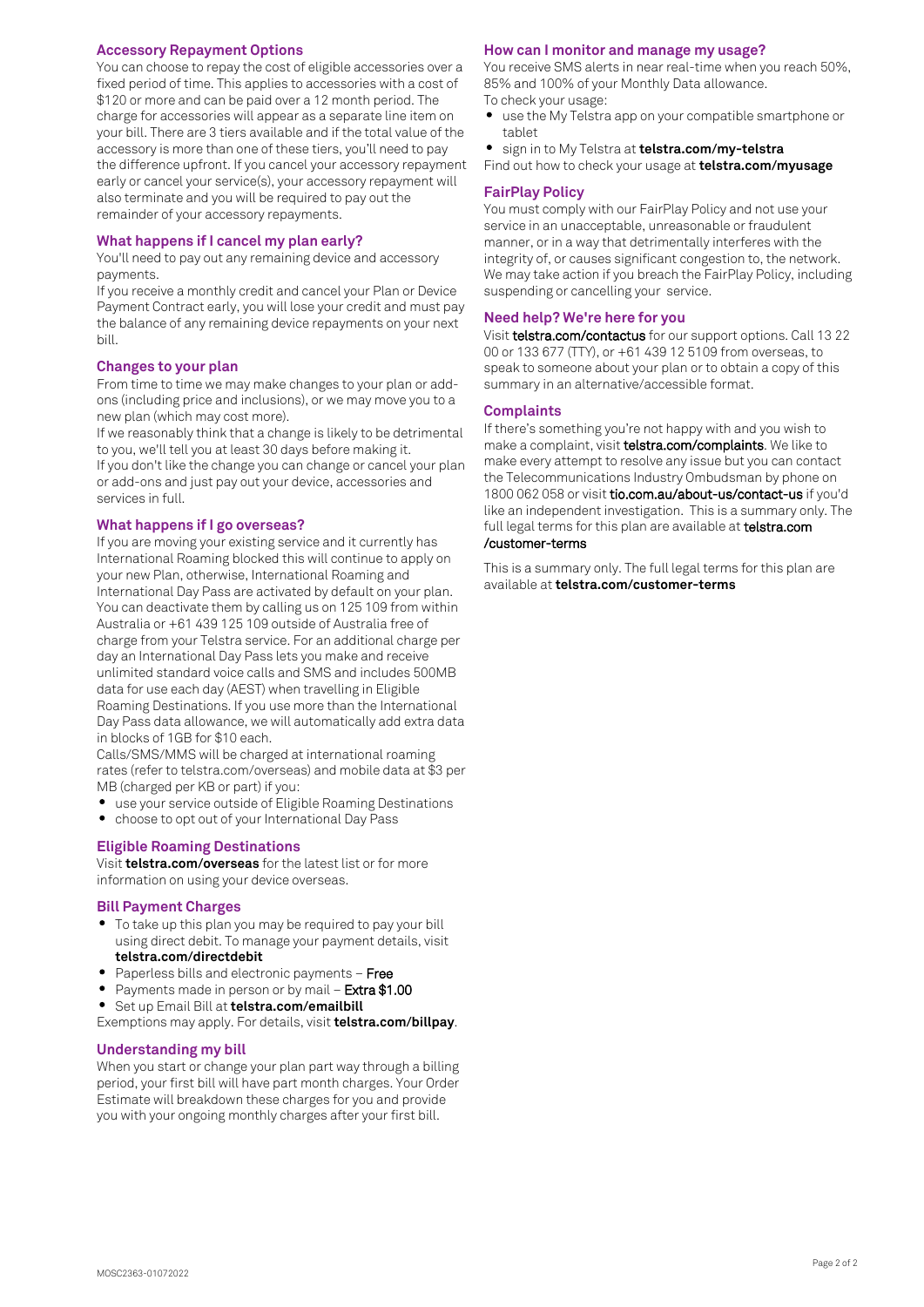### Accessory Repayment Options

You can choose to repay the cost of eligible accessories over a fixed period of time. This applies to accessories with a cost of $120 or more and can be paid over a 12 month period. The charge for accessories will appear as a separate line item on your bill. There are 3 tiers available and if the total value of the accessory is more than one of these tiers, you'll need to pay the difference upfront. If you cancel your accessory repayment early or cancel your service(s), your accessory repayment will also terminate and you will be required to pay out the remainder of your accessory repayments.

### What happens if I cancel my plan early?

You'll need to pay out any remaining device and accessory payments.

If you receive a monthly credit and cancel your Plan or Device Payment Contract early, you will lose your credit and must pay the balance of any remaining device repayments on your next bill.

### Changes to your plan

From time to time we may make changes to your plan or add-ons (including price and inclusions), or we may move you to a new plan (which may cost more).

If we reasonably think that a change is likely to be detrimental to you, we'll tell you at least 30 days before making it.

If you don't like the change you can change or cancel your plan or add-ons and just pay out your device, accessories and services in full.

### What happens if I go overseas?

If you are moving your existing service and it currently has International Roaming blocked this will continue to apply on your new Plan, otherwise, International Roaming and International Day Pass are activated by default on your plan. You can deactivate them by calling us on 125 109 from within Australia or +61 439 125 109 outside of Australia free of charge from your Telstra service. For an additional charge per day an International Day Pass lets you make and receive unlimited standard voice calls and SMS and includes 500MB data for use each day (AEST) when travelling in Eligible Roaming Destinations. If you use more than the International Day Pass data allowance, we will automatically add extra data in blocks of 1GB for $10 each.

Calls/SMS/MMS will be charged at international roaming rates (refer to telstra.com/overseas) and mobile data at $3 per MB (charged per KB or part) if you:

- use your service outside of Eligible Roaming Destinations
- choose to opt out of your International Day Pass

### Eligible Roaming Destinations

Visit **telstra.com/overseas** for the latest list or for more information on using your device overseas.

### Bill Payment Charges

- To take up this plan you may be required to pay your bill using direct debit. To manage your payment details, visit **telstra.com/directdebit**
- Paperless bills and electronic payments – Free
- Payments made in person or by mail – Extra $1.00
- Set up Email Bill at **telstra.com/emailbill**

Exemptions may apply. For details, visit **telstra.com/billpay**.

### Understanding my bill

When you start or change your plan part way through a billing period, your first bill will have part month charges. Your Order Estimate will breakdown these charges for you and provide you with your ongoing monthly charges after your first bill.

### How can I monitor and manage my usage?

You receive SMS alerts in near real-time when you reach 50%, 85% and 100% of your Monthly Data allowance.

To check your usage:

- use the My Telstra app on your compatible smartphone or tablet
- sign in to My Telstra at **telstra.com/my-telstra**

Find out how to check your usage at **telstra.com/myusage**

### FairPlay Policy

You must comply with our FairPlay Policy and not use your service in an unacceptable, unreasonable or fraudulent manner, or in a way that detrimentally interferes with the integrity of, or causes significant congestion to, the network. We may take action if you breach the FairPlay Policy, including suspending or cancelling your service.

### Need help? We're here for you

Visit telstra.com/contactus for our support options. Call 13 22 00 or 133 677 (TTY), or +61 439 12 5109 from overseas, to speak to someone about your plan or to obtain a copy of this summary in an alternative/accessible format.

### Complaints

If there's something you're not happy with and you wish to make a complaint, visit telstra.com/complaints. We like to make every attempt to resolve any issue but you can contact the Telecommunications Industry Ombudsman by phone on 1800 062 058 or visit tio.com.au/about-us/contact-us if you'd like an independent investigation. This is a summary only. The full legal terms for this plan are available at telstra.com /customer-terms

This is a summary only. The full legal terms for this plan are available at **telstra.com/customer-terms**

MOSC2363-01072022